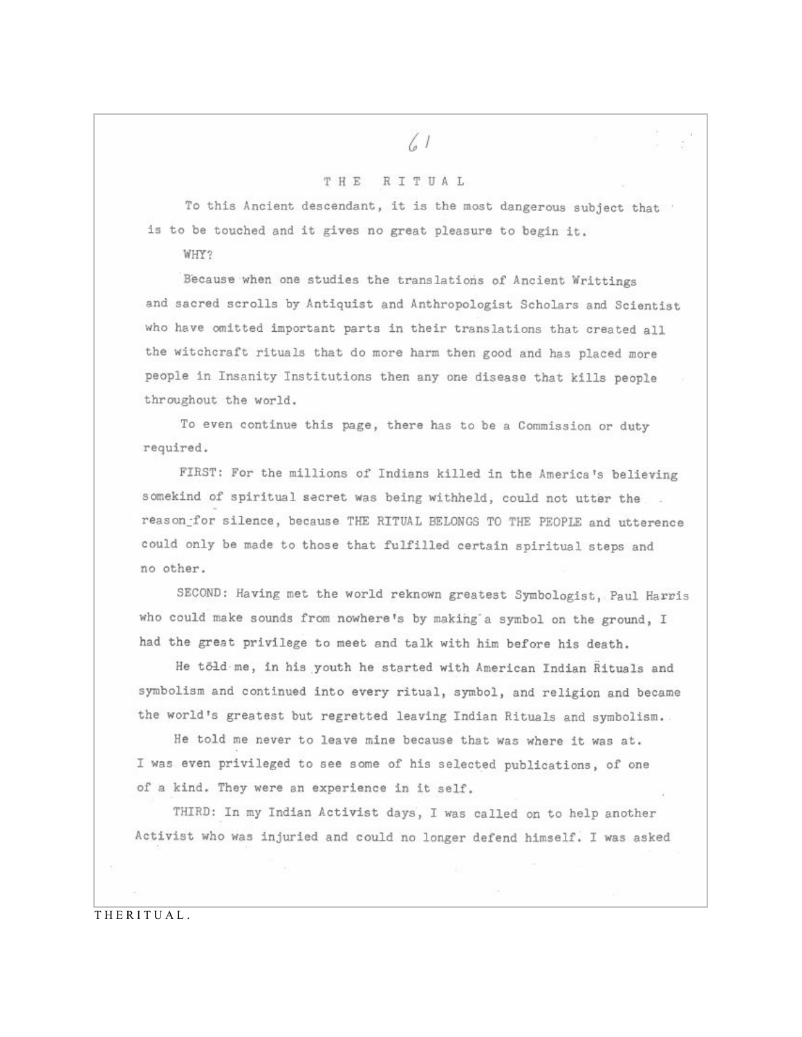# THE RITUAL

To this Ancient descendant, it is the most dangerous subject that is to be touched and it gives no great pleasure to begin it.

WHY?

Because when one studies the translations of Ancient Writtings and sacred scrolls by Antiquist and Anthropologist Scholars and Scientist who have omitted important parts in their translations that created all the witchcraft rituals that do more harm then good and has placed more people in Insanity Institutions then any one disease that kills people throughout the world.

To even continue this page, there has to be a Commission or duty required.

FIRST: For the millions of Indians killed in the America's believing somekind of spiritual secret was being withheld, could not utter the reason for silence, because THE RITUAL BELONGS TO THE PEOPLE and utterence could only be made to those that fulfilled certain spiritual steps and no other.

SECOND: Having met the world reknown greatest Symbologist, Paul Harris who could make sounds from nowhere's by making a symbol on the ground, I had the great privilege to meet and talk with him before his death.

He töld me, in his youth he started with American Indian Rituals and symbolism and continued into every ritual, symbol, and religion and became the world's greatest but regretted leaving Indian Rituals and symbolism.

He told me never to leave mine because that was where it was at. I was even privileged to see some of his selected publications, of one of a kind. They were an experience in it self.

THIRD: In my Indian Activist days, I was called on to help another Activist who was injuried and could no longer defend himself. I was asked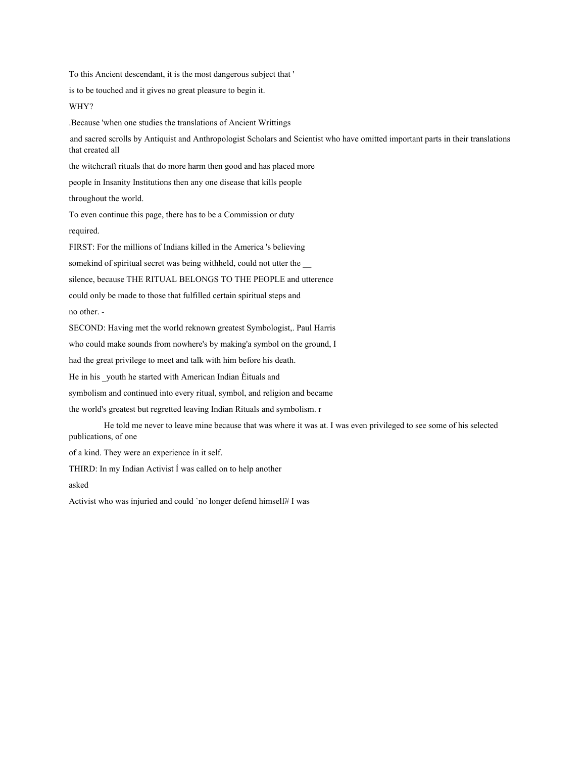To this Ancient descendant, it is the most dangerous subject that '

is to be touched and it gives no great pleasure to begin it.

WHY?

.Because 'when one studies the translations of Ancient Wríttings

and sacred scrolls by Antiquist and Anthropologist Scholars and Scientist who have omitted important parts in their translations that created all

the witchcraft rituals that do more harm then good and has placed more

people ín Insanity Institutions then any one disease that kills people

throughout the world.

To even continue this page, there has to be a Commission or duty

required.

FIRST: For the millions of Indians killed in the America 's believing

somekind of spiritual secret was being withheld, could not utter the __

silence, because THE RITUAL BELONGS TO THE PEOPLE and utterence

could only be made to those that fulfilled certain spiritual steps and

no other. -

SECOND: Having met the world reknown greatest Symbologist,. Paul Harris

who could make sounds from nowhere's by making'a symbol on the ground, I

had the great privilege to meet and talk with him before his death.

He in his _youth he started with American Indian Èituals and

symbolism and continued into every ritual, symbol, and religion and became

the world's greatest but regretted leaving Indian Rituals and symbolism. r

He told me never to leave mine because that was where it was at. I was even privileged to see some of his selected publications, of one

of a kind. They were an experience ín it self.

THIRD: In my Indian Activist Í was called on to help another

asked

Activist who was ínjuried and could `no longer defend himself# I was